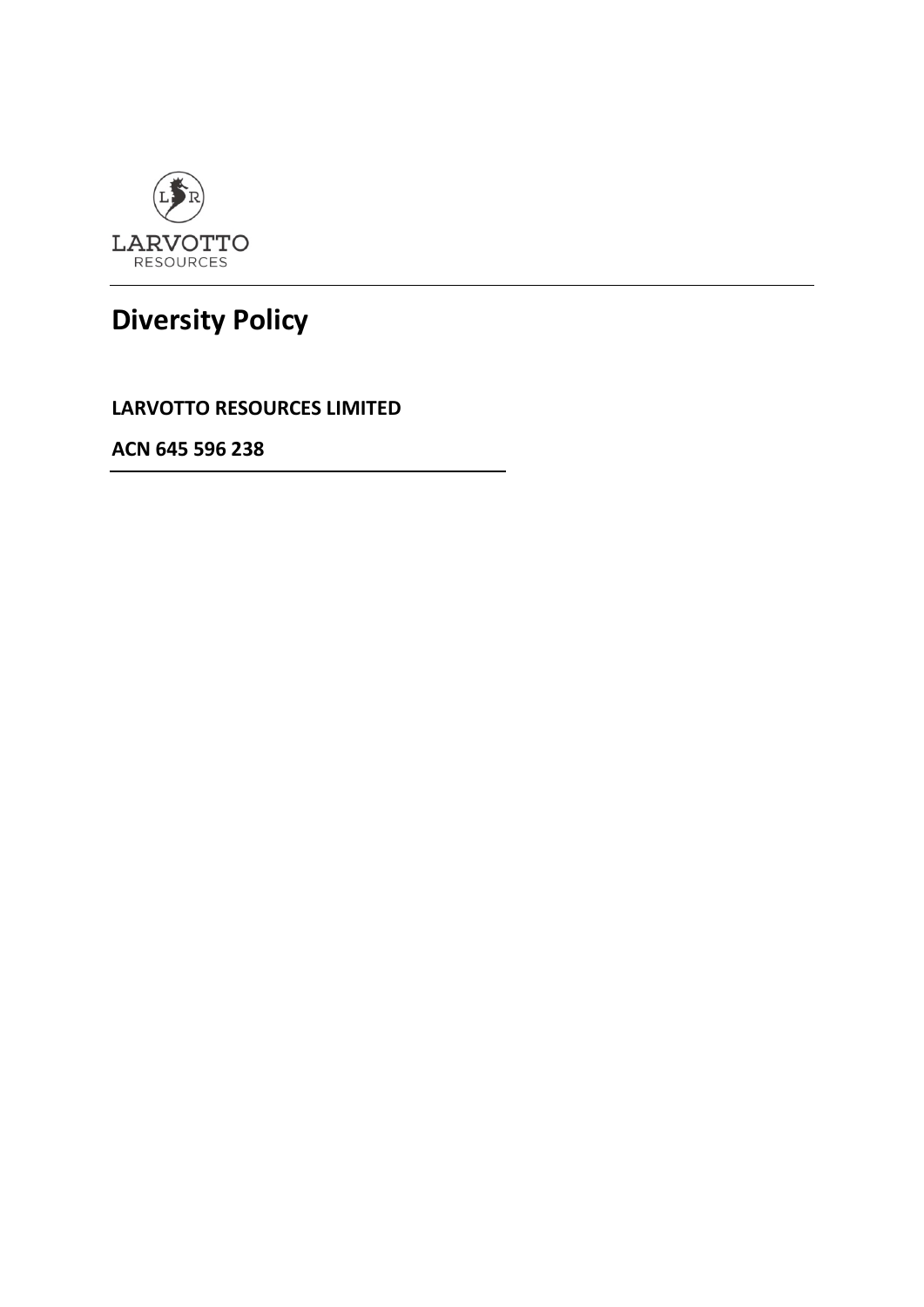LARVOTTO
RESOURCES

# Diversity Policy

**LARVOTTO RESOURCES LIMITED**

**ACN 645 596 238**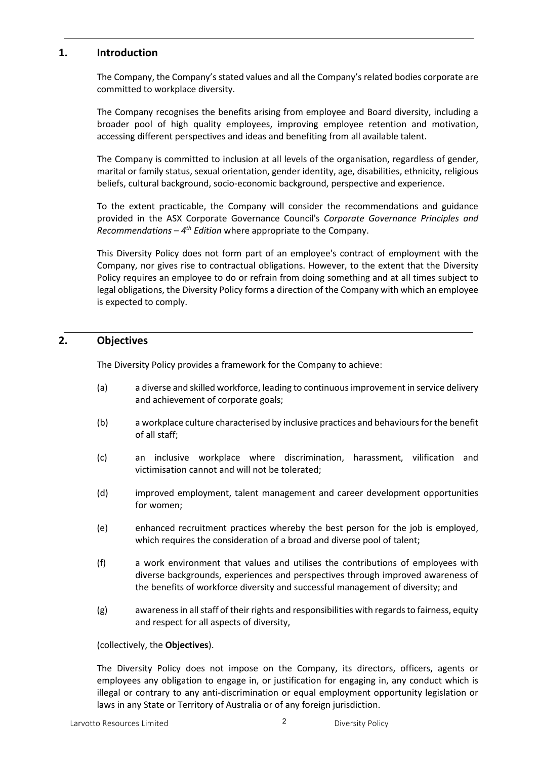## 1. Introduction

The Company, the Company's stated values and all the Company's related bodies corporate are committed to workplace diversity.

The Company recognises the benefits arising from employee and Board diversity, including a broader pool of high quality employees, improving employee retention and motivation, accessing different perspectives and ideas and benefiting from all available talent.

The Company is committed to inclusion at all levels of the organisation, regardless of gender, marital or family status, sexual orientation, gender identity, age, disabilities, ethnicity, religious beliefs, cultural background, socio-economic background, perspective and experience.

To the extent practicable, the Company will consider the recommendations and guidance provided in the ASX Corporate Governance Council's *Corporate Governance Principles and Recommendations – 4th Edition* where appropriate to the Company.

This Diversity Policy does not form part of an employee's contract of employment with the Company, nor gives rise to contractual obligations. However, to the extent that the Diversity Policy requires an employee to do or refrain from doing something and at all times subject to legal obligations, the Diversity Policy forms a direction of the Company with which an employee is expected to comply.

## 2. Objectives

The Diversity Policy provides a framework for the Company to achieve:

(a) a diverse and skilled workforce, leading to continuous improvement in service delivery and achievement of corporate goals;

(b) a workplace culture characterised by inclusive practices and behaviours for the benefit of all staff;

(c) an inclusive workplace where discrimination, harassment, vilification and victimisation cannot and will not be tolerated;

(d) improved employment, talent management and career development opportunities for women;

(e) enhanced recruitment practices whereby the best person for the job is employed, which requires the consideration of a broad and diverse pool of talent;

(f) a work environment that values and utilises the contributions of employees with diverse backgrounds, experiences and perspectives through improved awareness of the benefits of workforce diversity and successful management of diversity; and

(g) awareness in all staff of their rights and responsibilities with regards to fairness, equity and respect for all aspects of diversity,

(collectively, the **Objectives**).

The Diversity Policy does not impose on the Company, its directors, officers, agents or employees any obligation to engage in, or justification for engaging in, any conduct which is illegal or contrary to any anti-discrimination or equal employment opportunity legislation or laws in any State or Territory of Australia or of any foreign jurisdiction.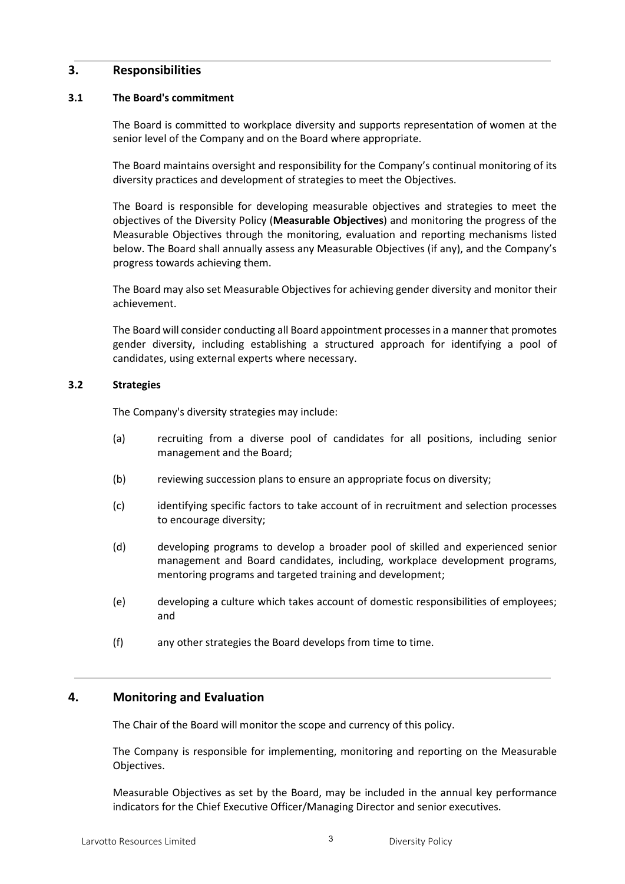## 3. Responsibilities

### 3.1 The Board's commitment

The Board is committed to workplace diversity and supports representation of women at the senior level of the Company and on the Board where appropriate.

The Board maintains oversight and responsibility for the Company's continual monitoring of its diversity practices and development of strategies to meet the Objectives.

The Board is responsible for developing measurable objectives and strategies to meet the objectives of the Diversity Policy (**Measurable Objectives**) and monitoring the progress of the Measurable Objectives through the monitoring, evaluation and reporting mechanisms listed below. The Board shall annually assess any Measurable Objectives (if any), and the Company's progress towards achieving them.

The Board may also set Measurable Objectives for achieving gender diversity and monitor their achievement.

The Board will consider conducting all Board appointment processes in a manner that promotes gender diversity, including establishing a structured approach for identifying a pool of candidates, using external experts where necessary.

### 3.2 Strategies

The Company's diversity strategies may include:

(a) recruiting from a diverse pool of candidates for all positions, including senior management and the Board;

(b) reviewing succession plans to ensure an appropriate focus on diversity;

(c) identifying specific factors to take account of in recruitment and selection processes to encourage diversity;

(d) developing programs to develop a broader pool of skilled and experienced senior management and Board candidates, including, workplace development programs, mentoring programs and targeted training and development;

(e) developing a culture which takes account of domestic responsibilities of employees; and

(f) any other strategies the Board develops from time to time.

## 4. Monitoring and Evaluation

The Chair of the Board will monitor the scope and currency of this policy.

The Company is responsible for implementing, monitoring and reporting on the Measurable Objectives.

Measurable Objectives as set by the Board, may be included in the annual key performance indicators for the Chief Executive Officer/Managing Director and senior executives.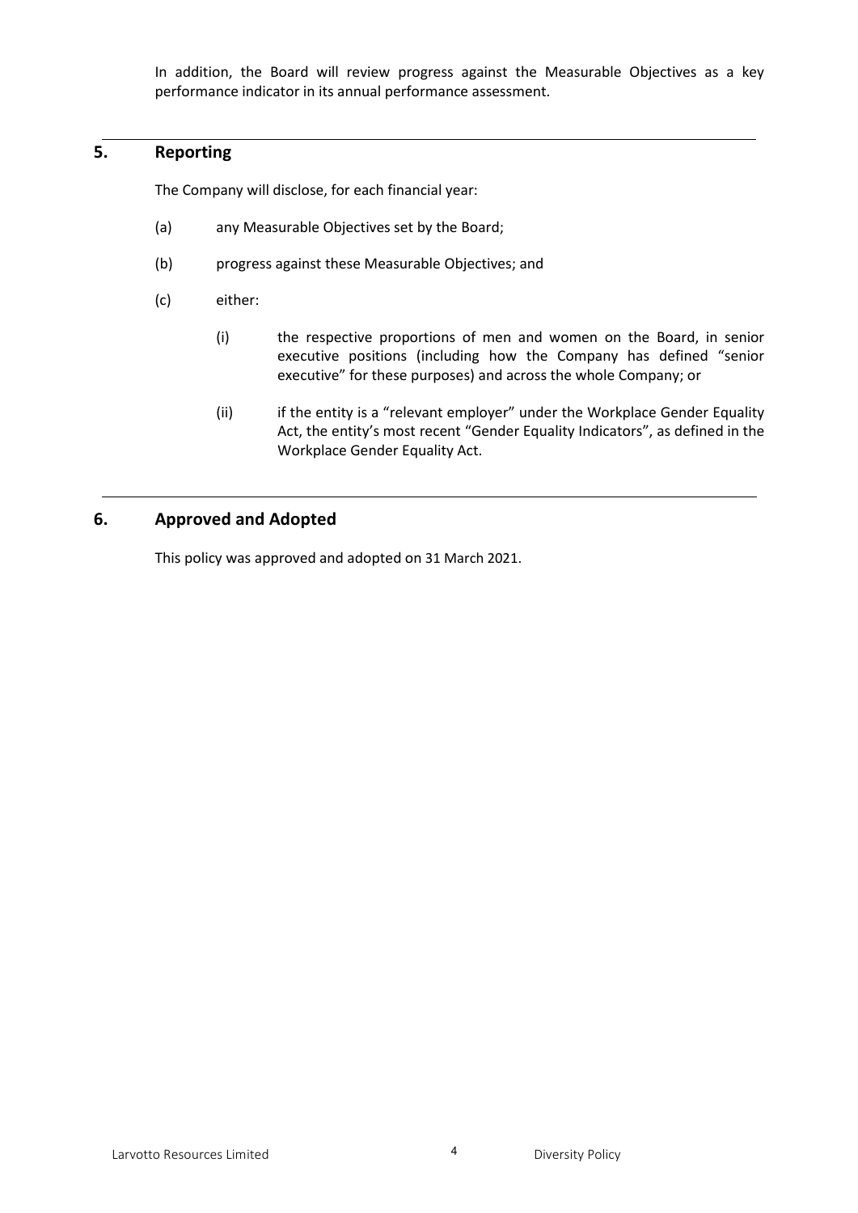In addition, the Board will review progress against the Measurable Objectives as a key performance indicator in its annual performance assessment.

## 5. Reporting

The Company will disclose, for each financial year:

(a) any Measurable Objectives set by the Board;

(b) progress against these Measurable Objectives; and

(c) either:

  (i) the respective proportions of men and women on the Board, in senior executive positions (including how the Company has defined "senior executive" for these purposes) and across the whole Company; or

  (ii) if the entity is a "relevant employer" under the Workplace Gender Equality Act, the entity's most recent "Gender Equality Indicators", as defined in the Workplace Gender Equality Act.

## 6. Approved and Adopted

This policy was approved and adopted on 31 March 2021.